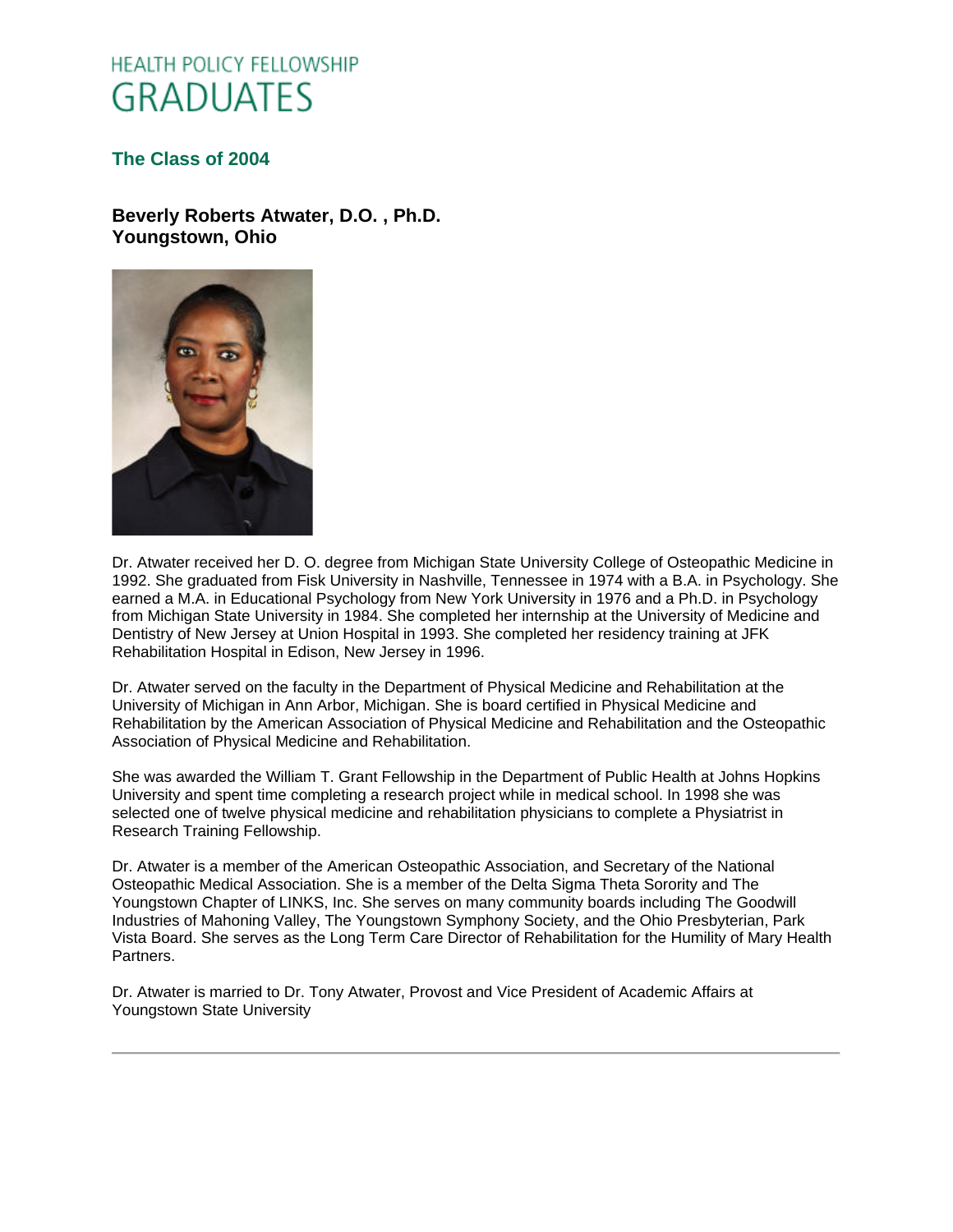# HEALTH POLICY FELLOWSHIP GRADUATES

## The Class of 2004

### Beverly Roberts Atwater, D.O. , Ph.D.
### Youngstown, Ohio

Dr. Atwater received her D. O. degree from Michigan State University College of Osteopathic Medicine in 1992. She graduated from Fisk University in Nashville, Tennessee in 1974 with a B.A. in Psychology. She earned a M.A. in Educational Psychology from New York University in 1976 and a Ph.D. in Psychology from Michigan State University in 1984. She completed her internship at the University of Medicine and Dentistry of New Jersey at Union Hospital in 1993. She completed her residency training at JFK Rehabilitation Hospital in Edison, New Jersey in 1996.

Dr. Atwater served on the faculty in the Department of Physical Medicine and Rehabilitation at the University of Michigan in Ann Arbor, Michigan. She is board certified in Physical Medicine and Rehabilitation by the American Association of Physical Medicine and Rehabilitation and the Osteopathic Association of Physical Medicine and Rehabilitation.

She was awarded the William T. Grant Fellowship in the Department of Public Health at Johns Hopkins University and spent time completing a research project while in medical school. In 1998 she was selected one of twelve physical medicine and rehabilitation physicians to complete a Physiatrist in Research Training Fellowship.

Dr. Atwater is a member of the American Osteopathic Association, and Secretary of the National Osteopathic Medical Association. She is a member of the Delta Sigma Theta Sorority and The Youngstown Chapter of LINKS, Inc. She serves on many community boards including The Goodwill Industries of Mahoning Valley, The Youngstown Symphony Society, and the Ohio Presbyterian, Park Vista Board. She serves as the Long Term Care Director of Rehabilitation for the Humility of Mary Health Partners.

Dr. Atwater is married to Dr. Tony Atwater, Provost and Vice President of Academic Affairs at Youngstown State University

---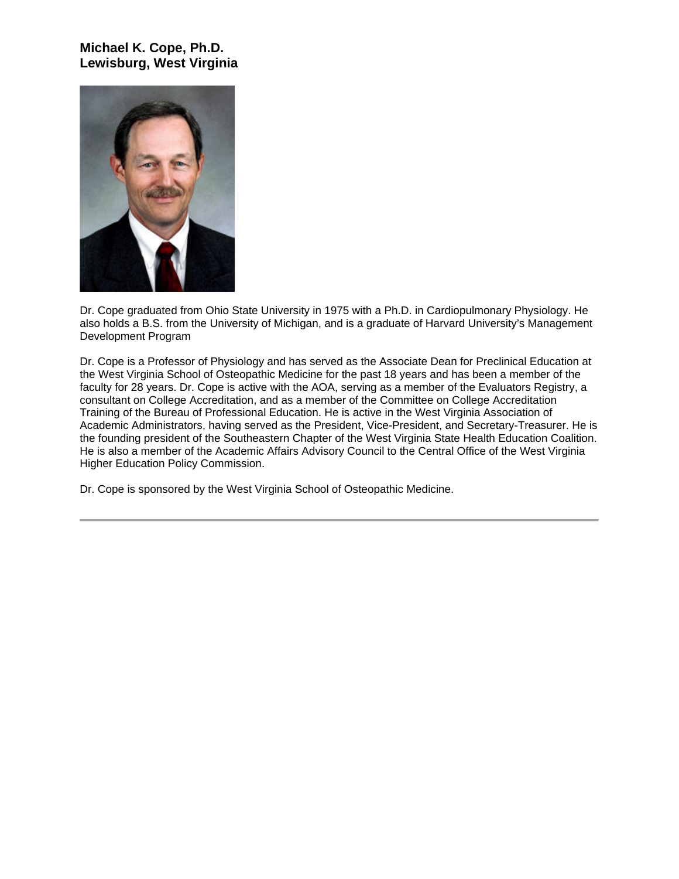**Michael K. Cope, Ph.D.**
**Lewisburg, West Virginia**

Dr. Cope graduated from Ohio State University in 1975 with a Ph.D. in Cardiopulmonary Physiology. He also holds a B.S. from the University of Michigan, and is a graduate of Harvard University's Management Development Program

Dr. Cope is a Professor of Physiology and has served as the Associate Dean for Preclinical Education at the West Virginia School of Osteopathic Medicine for the past 18 years and has been a member of the faculty for 28 years. Dr. Cope is active with the AOA, serving as a member of the Evaluators Registry, a consultant on College Accreditation, and as a member of the Committee on College Accreditation Training of the Bureau of Professional Education. He is active in the West Virginia Association of Academic Administrators, having served as the President, Vice-President, and Secretary-Treasurer. He is the founding president of the Southeastern Chapter of the West Virginia State Health Education Coalition. He is also a member of the Academic Affairs Advisory Council to the Central Office of the West Virginia Higher Education Policy Commission.

Dr. Cope is sponsored by the West Virginia School of Osteopathic Medicine.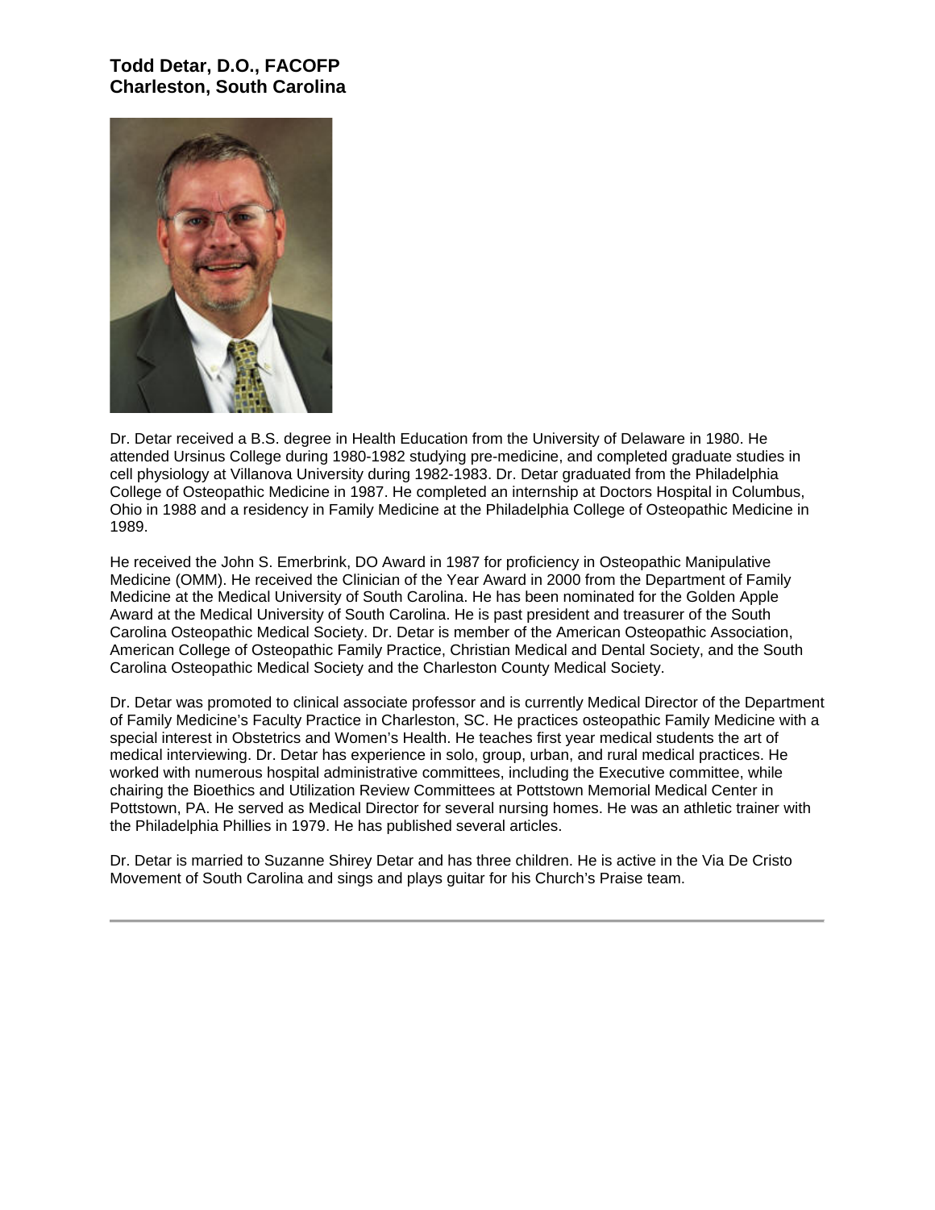**Todd Detar, D.O., FACOFP**
**Charleston, South Carolina**

Dr. Detar received a B.S. degree in Health Education from the University of Delaware in 1980. He attended Ursinus College during 1980-1982 studying pre-medicine, and completed graduate studies in cell physiology at Villanova University during 1982-1983. Dr. Detar graduated from the Philadelphia College of Osteopathic Medicine in 1987. He completed an internship at Doctors Hospital in Columbus, Ohio in 1988 and a residency in Family Medicine at the Philadelphia College of Osteopathic Medicine in 1989.

He received the John S. Emerbrink, DO Award in 1987 for proficiency in Osteopathic Manipulative Medicine (OMM). He received the Clinician of the Year Award in 2000 from the Department of Family Medicine at the Medical University of South Carolina. He has been nominated for the Golden Apple Award at the Medical University of South Carolina. He is past president and treasurer of the South Carolina Osteopathic Medical Society. Dr. Detar is member of the American Osteopathic Association, American College of Osteopathic Family Practice, Christian Medical and Dental Society, and the South Carolina Osteopathic Medical Society and the Charleston County Medical Society.

Dr. Detar was promoted to clinical associate professor and is currently Medical Director of the Department of Family Medicine's Faculty Practice in Charleston, SC. He practices osteopathic Family Medicine with a special interest in Obstetrics and Women's Health. He teaches first year medical students the art of medical interviewing. Dr. Detar has experience in solo, group, urban, and rural medical practices. He worked with numerous hospital administrative committees, including the Executive committee, while chairing the Bioethics and Utilization Review Committees at Pottstown Memorial Medical Center in Pottstown, PA. He served as Medical Director for several nursing homes. He was an athletic trainer with the Philadelphia Phillies in 1979. He has published several articles.

Dr. Detar is married to Suzanne Shirey Detar and has three children. He is active in the Via De Cristo Movement of South Carolina and sings and plays guitar for his Church's Praise team.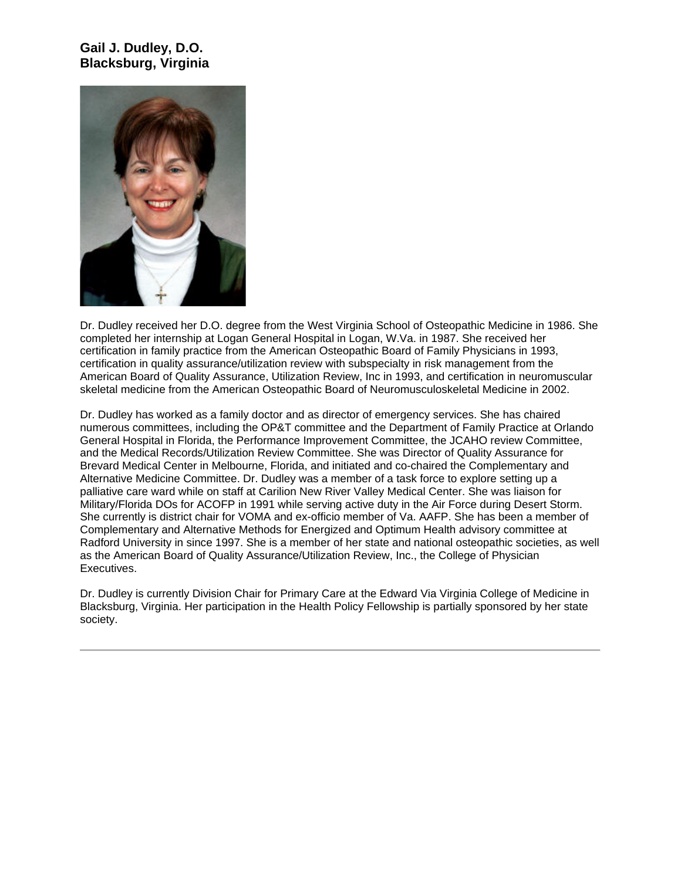**Gail J. Dudley, D.O.**
**Blacksburg, Virginia**

Dr. Dudley received her D.O. degree from the West Virginia School of Osteopathic Medicine in 1986. She completed her internship at Logan General Hospital in Logan, W.Va. in 1987. She received her certification in family practice from the American Osteopathic Board of Family Physicians in 1993, certification in quality assurance/utilization review with subspecialty in risk management from the American Board of Quality Assurance, Utilization Review, Inc in 1993, and certification in neuromuscular skeletal medicine from the American Osteopathic Board of Neuromusculoskeletal Medicine in 2002.

Dr. Dudley has worked as a family doctor and as director of emergency services. She has chaired numerous committees, including the OP&T committee and the Department of Family Practice at Orlando General Hospital in Florida, the Performance Improvement Committee, the JCAHO review Committee, and the Medical Records/Utilization Review Committee. She was Director of Quality Assurance for Brevard Medical Center in Melbourne, Florida, and initiated and co-chaired the Complementary and Alternative Medicine Committee. Dr. Dudley was a member of a task force to explore setting up a palliative care ward while on staff at Carilion New River Valley Medical Center. She was liaison for Military/Florida DOs for ACOFP in 1991 while serving active duty in the Air Force during Desert Storm. She currently is district chair for VOMA and ex-officio member of Va. AAFP. She has been a member of Complementary and Alternative Methods for Energized and Optimum Health advisory committee at Radford University in since 1997. She is a member of her state and national osteopathic societies, as well as the American Board of Quality Assurance/Utilization Review, Inc., the College of Physician Executives.

Dr. Dudley is currently Division Chair for Primary Care at the Edward Via Virginia College of Medicine in Blacksburg, Virginia. Her participation in the Health Policy Fellowship is partially sponsored by her state society.

---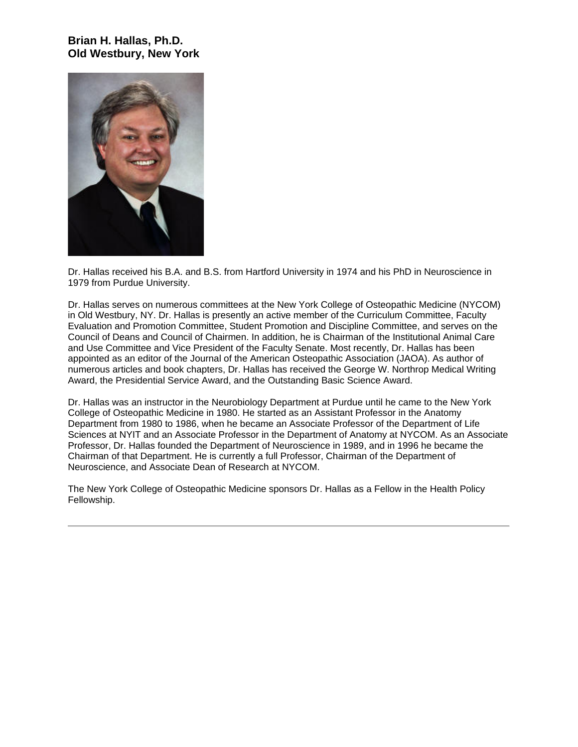**Brian H. Hallas, Ph.D.**
**Old Westbury, New York**

Dr. Hallas received his B.A. and B.S. from Hartford University in 1974 and his PhD in Neuroscience in 1979 from Purdue University.

Dr. Hallas serves on numerous committees at the New York College of Osteopathic Medicine (NYCOM) in Old Westbury, NY. Dr. Hallas is presently an active member of the Curriculum Committee, Faculty Evaluation and Promotion Committee, Student Promotion and Discipline Committee, and serves on the Council of Deans and Council of Chairmen. In addition, he is Chairman of the Institutional Animal Care and Use Committee and Vice President of the Faculty Senate. Most recently, Dr. Hallas has been appointed as an editor of the Journal of the American Osteopathic Association (JAOA). As author of numerous articles and book chapters, Dr. Hallas has received the George W. Northrop Medical Writing Award, the Presidential Service Award, and the Outstanding Basic Science Award.

Dr. Hallas was an instructor in the Neurobiology Department at Purdue until he came to the New York College of Osteopathic Medicine in 1980. He started as an Assistant Professor in the Anatomy Department from 1980 to 1986, when he became an Associate Professor of the Department of Life Sciences at NYIT and an Associate Professor in the Department of Anatomy at NYCOM. As an Associate Professor, Dr. Hallas founded the Department of Neuroscience in 1989, and in 1996 he became the Chairman of that Department. He is currently a full Professor, Chairman of the Department of Neuroscience, and Associate Dean of Research at NYCOM.

The New York College of Osteopathic Medicine sponsors Dr. Hallas as a Fellow in the Health Policy Fellowship.

---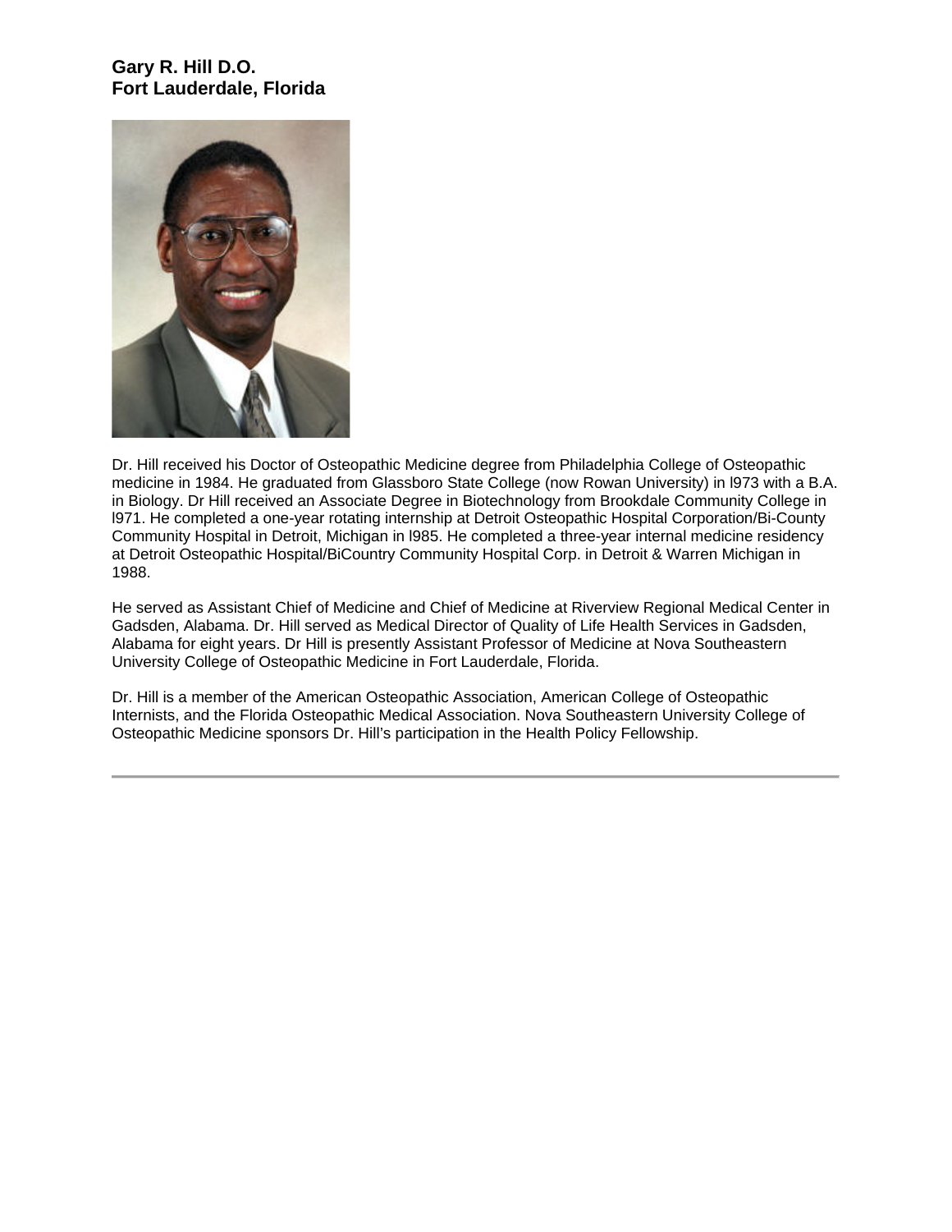**Gary R. Hill D.O.**
**Fort Lauderdale, Florida**

Dr. Hill received his Doctor of Osteopathic Medicine degree from Philadelphia College of Osteopathic medicine in 1984. He graduated from Glassboro State College (now Rowan University) in l973 with a B.A. in Biology. Dr Hill received an Associate Degree in Biotechnology from Brookdale Community College in l971. He completed a one-year rotating internship at Detroit Osteopathic Hospital Corporation/Bi-County Community Hospital in Detroit, Michigan in l985. He completed a three-year internal medicine residency at Detroit Osteopathic Hospital/BiCountry Community Hospital Corp. in Detroit & Warren Michigan in 1988.

He served as Assistant Chief of Medicine and Chief of Medicine at Riverview Regional Medical Center in Gadsden, Alabama. Dr. Hill served as Medical Director of Quality of Life Health Services in Gadsden, Alabama for eight years. Dr Hill is presently Assistant Professor of Medicine at Nova Southeastern University College of Osteopathic Medicine in Fort Lauderdale, Florida.

Dr. Hill is a member of the American Osteopathic Association, American College of Osteopathic Internists, and the Florida Osteopathic Medical Association. Nova Southeastern University College of Osteopathic Medicine sponsors Dr. Hill's participation in the Health Policy Fellowship.

---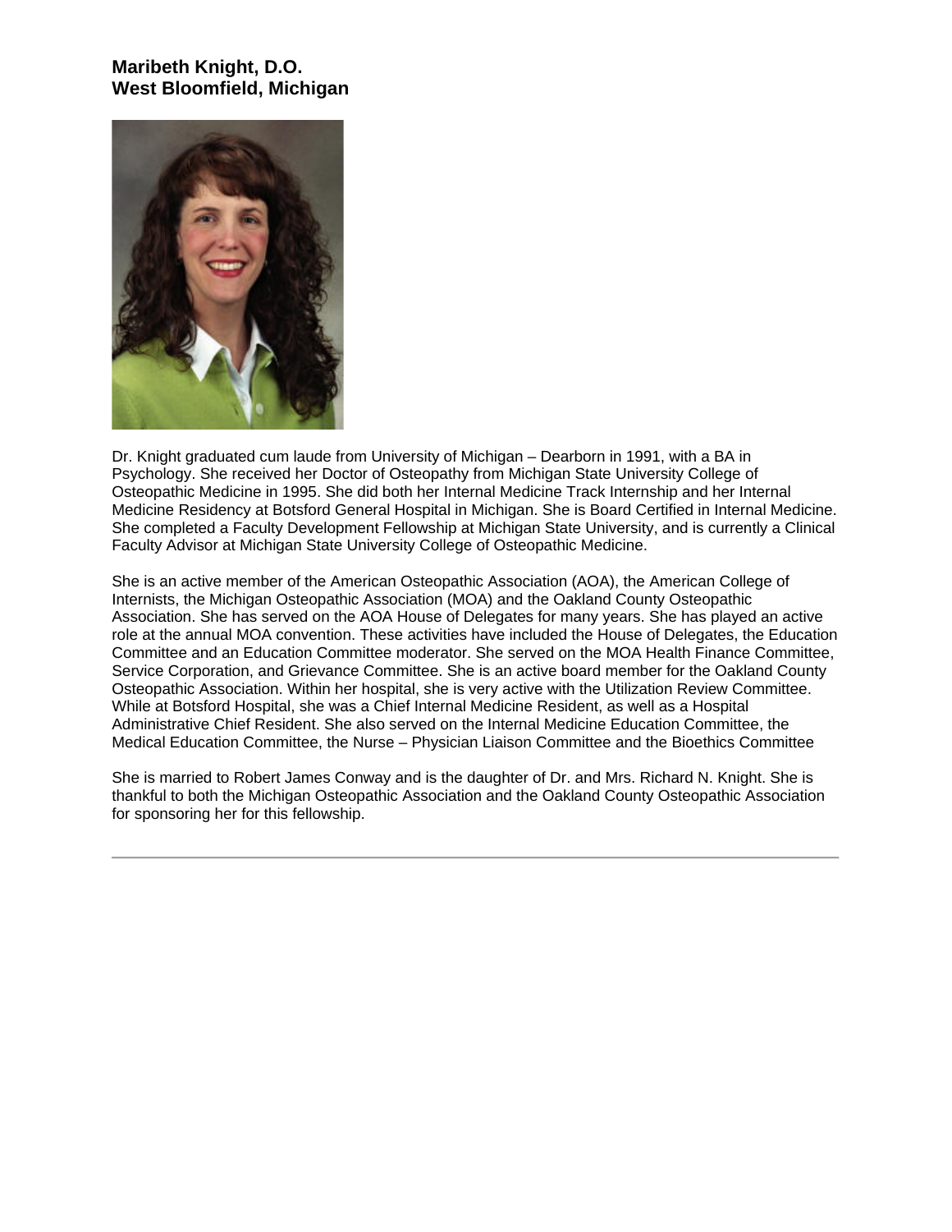**Maribeth Knight, D.O.**
**West Bloomfield, Michigan**

Dr. Knight graduated cum laude from University of Michigan – Dearborn in 1991, with a BA in Psychology. She received her Doctor of Osteopathy from Michigan State University College of Osteopathic Medicine in 1995. She did both her Internal Medicine Track Internship and her Internal Medicine Residency at Botsford General Hospital in Michigan. She is Board Certified in Internal Medicine. She completed a Faculty Development Fellowship at Michigan State University, and is currently a Clinical Faculty Advisor at Michigan State University College of Osteopathic Medicine.

She is an active member of the American Osteopathic Association (AOA), the American College of Internists, the Michigan Osteopathic Association (MOA) and the Oakland County Osteopathic Association. She has served on the AOA House of Delegates for many years. She has played an active role at the annual MOA convention. These activities have included the House of Delegates, the Education Committee and an Education Committee moderator. She served on the MOA Health Finance Committee, Service Corporation, and Grievance Committee. She is an active board member for the Oakland County Osteopathic Association. Within her hospital, she is very active with the Utilization Review Committee. While at Botsford Hospital, she was a Chief Internal Medicine Resident, as well as a Hospital Administrative Chief Resident. She also served on the Internal Medicine Education Committee, the Medical Education Committee, the Nurse – Physician Liaison Committee and the Bioethics Committee

She is married to Robert James Conway and is the daughter of Dr. and Mrs. Richard N. Knight. She is thankful to both the Michigan Osteopathic Association and the Oakland County Osteopathic Association for sponsoring her for this fellowship.

---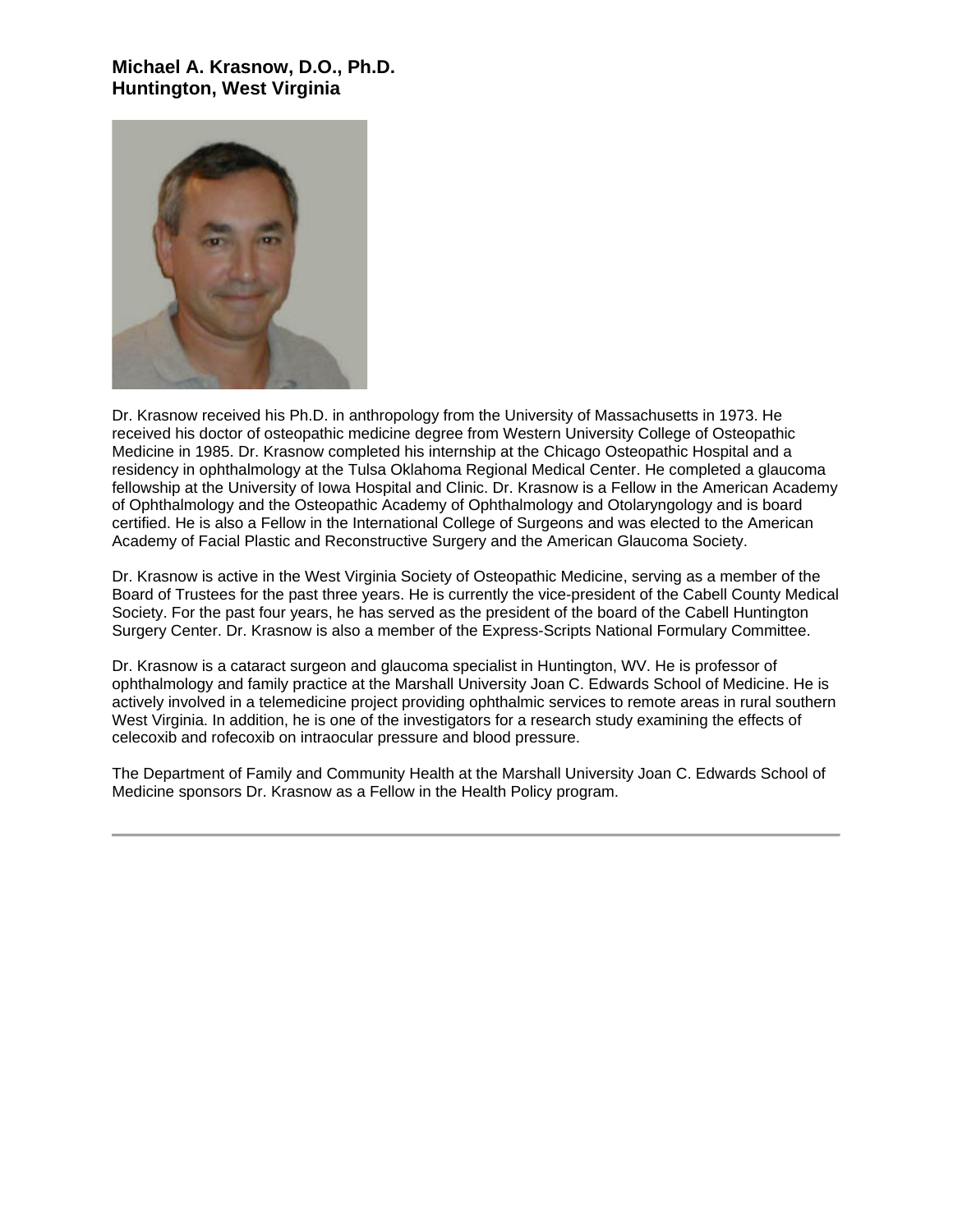**Michael A. Krasnow, D.O., Ph.D.**
**Huntington, West Virginia**

Dr. Krasnow received his Ph.D. in anthropology from the University of Massachusetts in 1973. He received his doctor of osteopathic medicine degree from Western University College of Osteopathic Medicine in 1985. Dr. Krasnow completed his internship at the Chicago Osteopathic Hospital and a residency in ophthalmology at the Tulsa Oklahoma Regional Medical Center. He completed a glaucoma fellowship at the University of Iowa Hospital and Clinic. Dr. Krasnow is a Fellow in the American Academy of Ophthalmology and the Osteopathic Academy of Ophthalmology and Otolaryngology and is board certified. He is also a Fellow in the International College of Surgeons and was elected to the American Academy of Facial Plastic and Reconstructive Surgery and the American Glaucoma Society.

Dr. Krasnow is active in the West Virginia Society of Osteopathic Medicine, serving as a member of the Board of Trustees for the past three years. He is currently the vice-president of the Cabell County Medical Society. For the past four years, he has served as the president of the board of the Cabell Huntington Surgery Center. Dr. Krasnow is also a member of the Express-Scripts National Formulary Committee.

Dr. Krasnow is a cataract surgeon and glaucoma specialist in Huntington, WV. He is professor of ophthalmology and family practice at the Marshall University Joan C. Edwards School of Medicine. He is actively involved in a telemedicine project providing ophthalmic services to remote areas in rural southern West Virginia. In addition, he is one of the investigators for a research study examining the effects of celecoxib and rofecoxib on intraocular pressure and blood pressure.

The Department of Family and Community Health at the Marshall University Joan C. Edwards School of Medicine sponsors Dr. Krasnow as a Fellow in the Health Policy program.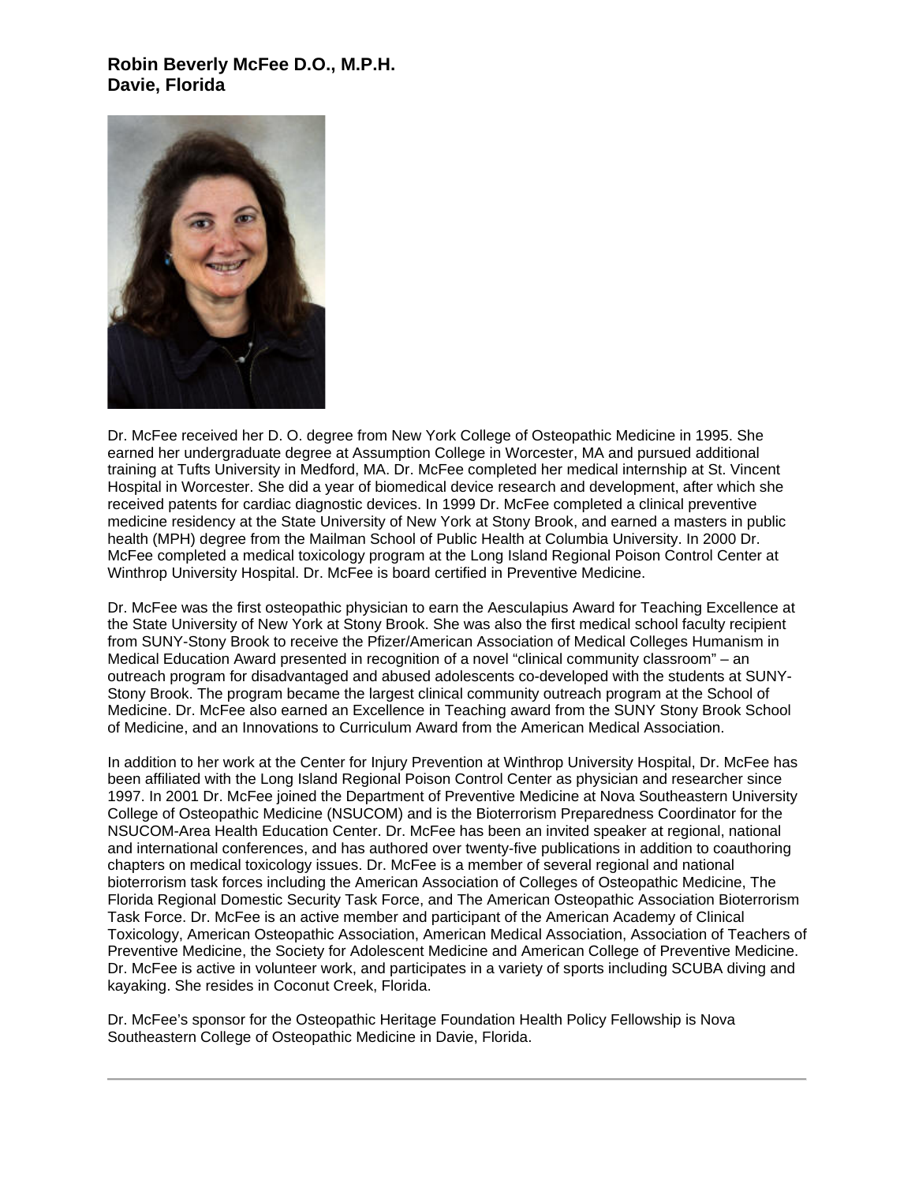**Robin Beverly McFee D.O., M.P.H.**
**Davie, Florida**

Dr. McFee received her D. O. degree from New York College of Osteopathic Medicine in 1995. She earned her undergraduate degree at Assumption College in Worcester, MA and pursued additional training at Tufts University in Medford, MA. Dr. McFee completed her medical internship at St. Vincent Hospital in Worcester. She did a year of biomedical device research and development, after which she received patents for cardiac diagnostic devices. In 1999 Dr. McFee completed a clinical preventive medicine residency at the State University of New York at Stony Brook, and earned a masters in public health (MPH) degree from the Mailman School of Public Health at Columbia University. In 2000 Dr. McFee completed a medical toxicology program at the Long Island Regional Poison Control Center at Winthrop University Hospital. Dr. McFee is board certified in Preventive Medicine.

Dr. McFee was the first osteopathic physician to earn the Aesculapius Award for Teaching Excellence at the State University of New York at Stony Brook. She was also the first medical school faculty recipient from SUNY-Stony Brook to receive the Pfizer/American Association of Medical Colleges Humanism in Medical Education Award presented in recognition of a novel "clinical community classroom" – an outreach program for disadvantaged and abused adolescents co-developed with the students at SUNY-Stony Brook. The program became the largest clinical community outreach program at the School of Medicine. Dr. McFee also earned an Excellence in Teaching award from the SUNY Stony Brook School of Medicine, and an Innovations to Curriculum Award from the American Medical Association.

In addition to her work at the Center for Injury Prevention at Winthrop University Hospital, Dr. McFee has been affiliated with the Long Island Regional Poison Control Center as physician and researcher since 1997. In 2001 Dr. McFee joined the Department of Preventive Medicine at Nova Southeastern University College of Osteopathic Medicine (NSUCOM) and is the Bioterrorism Preparedness Coordinator for the NSUCOM-Area Health Education Center. Dr. McFee has been an invited speaker at regional, national and international conferences, and has authored over twenty-five publications in addition to coauthoring chapters on medical toxicology issues. Dr. McFee is a member of several regional and national bioterrorism task forces including the American Association of Colleges of Osteopathic Medicine, The Florida Regional Domestic Security Task Force, and The American Osteopathic Association Bioterrorism Task Force. Dr. McFee is an active member and participant of the American Academy of Clinical Toxicology, American Osteopathic Association, American Medical Association, Association of Teachers of Preventive Medicine, the Society for Adolescent Medicine and American College of Preventive Medicine. Dr. McFee is active in volunteer work, and participates in a variety of sports including SCUBA diving and kayaking. She resides in Coconut Creek, Florida.

Dr. McFee's sponsor for the Osteopathic Heritage Foundation Health Policy Fellowship is Nova Southeastern College of Osteopathic Medicine in Davie, Florida.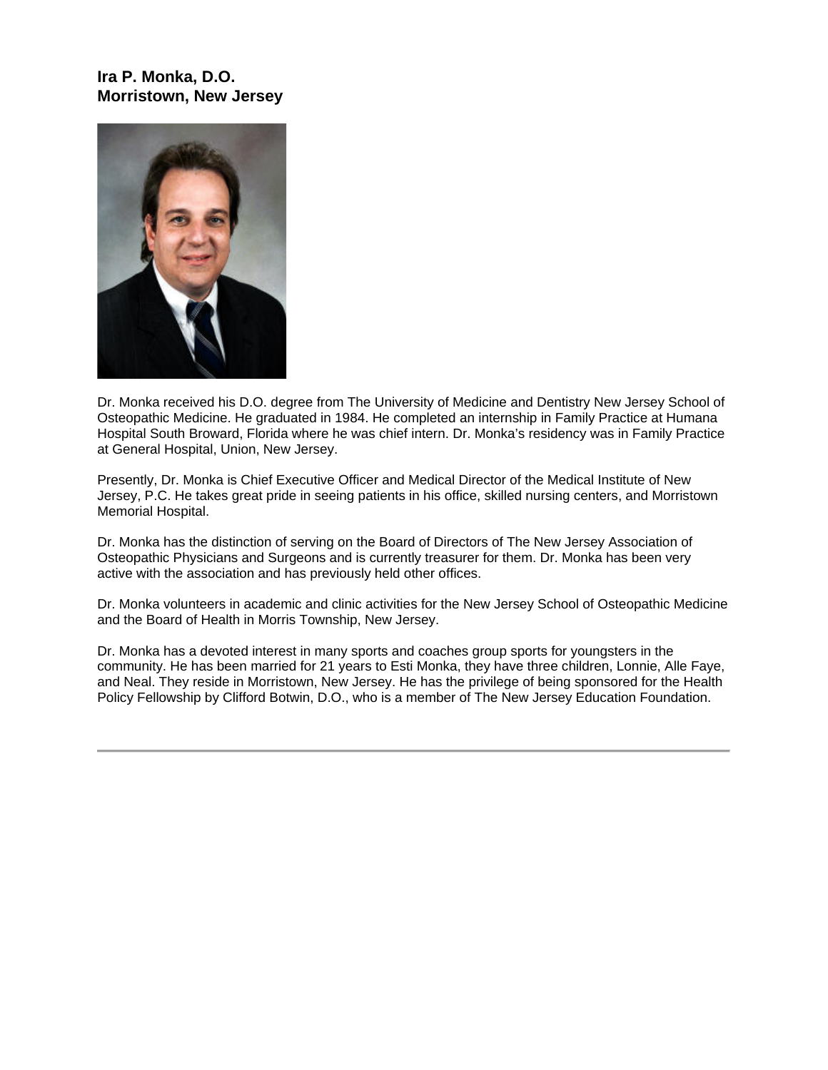**Ira P. Monka, D.O.**
**Morristown, New Jersey**

Dr. Monka received his D.O. degree from The University of Medicine and Dentistry New Jersey School of Osteopathic Medicine. He graduated in 1984. He completed an internship in Family Practice at Humana Hospital South Broward, Florida where he was chief intern. Dr. Monka's residency was in Family Practice at General Hospital, Union, New Jersey.

Presently, Dr. Monka is Chief Executive Officer and Medical Director of the Medical Institute of New Jersey, P.C. He takes great pride in seeing patients in his office, skilled nursing centers, and Morristown Memorial Hospital.

Dr. Monka has the distinction of serving on the Board of Directors of The New Jersey Association of Osteopathic Physicians and Surgeons and is currently treasurer for them. Dr. Monka has been very active with the association and has previously held other offices.

Dr. Monka volunteers in academic and clinic activities for the New Jersey School of Osteopathic Medicine and the Board of Health in Morris Township, New Jersey.

Dr. Monka has a devoted interest in many sports and coaches group sports for youngsters in the community. He has been married for 21 years to Esti Monka, they have three children, Lonnie, Alle Faye, and Neal. They reside in Morristown, New Jersey. He has the privilege of being sponsored for the Health Policy Fellowship by Clifford Botwin, D.O., who is a member of The New Jersey Education Foundation.

---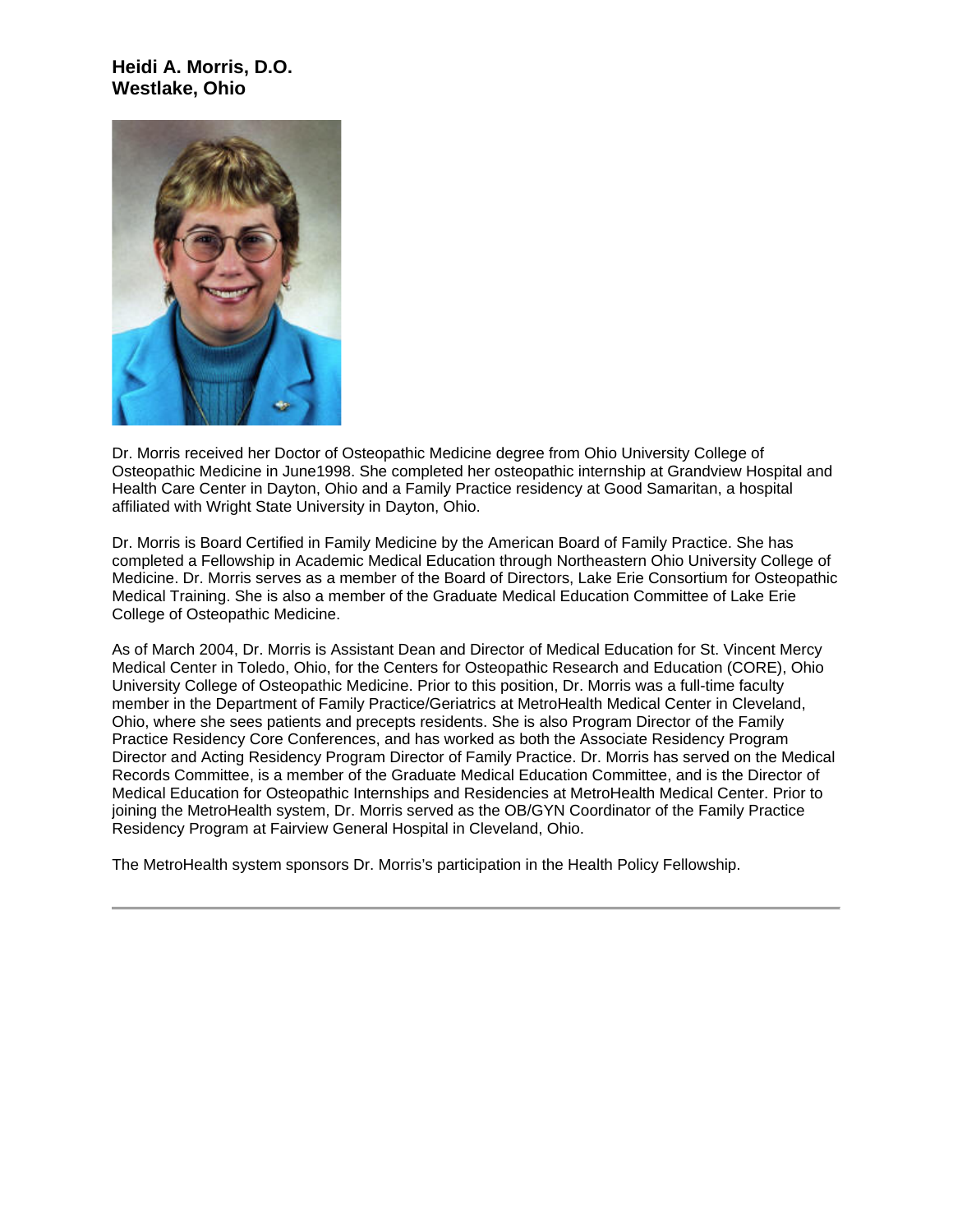**Heidi A. Morris, D.O.**
**Westlake, Ohio**

Dr. Morris received her Doctor of Osteopathic Medicine degree from Ohio University College of Osteopathic Medicine in June1998. She completed her osteopathic internship at Grandview Hospital and Health Care Center in Dayton, Ohio and a Family Practice residency at Good Samaritan, a hospital affiliated with Wright State University in Dayton, Ohio.

Dr. Morris is Board Certified in Family Medicine by the American Board of Family Practice. She has completed a Fellowship in Academic Medical Education through Northeastern Ohio University College of Medicine. Dr. Morris serves as a member of the Board of Directors, Lake Erie Consortium for Osteopathic Medical Training. She is also a member of the Graduate Medical Education Committee of Lake Erie College of Osteopathic Medicine.

As of March 2004, Dr. Morris is Assistant Dean and Director of Medical Education for St. Vincent Mercy Medical Center in Toledo, Ohio, for the Centers for Osteopathic Research and Education (CORE), Ohio University College of Osteopathic Medicine. Prior to this position, Dr. Morris was a full-time faculty member in the Department of Family Practice/Geriatrics at MetroHealth Medical Center in Cleveland, Ohio, where she sees patients and precepts residents. She is also Program Director of the Family Practice Residency Core Conferences, and has worked as both the Associate Residency Program Director and Acting Residency Program Director of Family Practice. Dr. Morris has served on the Medical Records Committee, is a member of the Graduate Medical Education Committee, and is the Director of Medical Education for Osteopathic Internships and Residencies at MetroHealth Medical Center. Prior to joining the MetroHealth system, Dr. Morris served as the OB/GYN Coordinator of the Family Practice Residency Program at Fairview General Hospital in Cleveland, Ohio.

The MetroHealth system sponsors Dr. Morris's participation in the Health Policy Fellowship.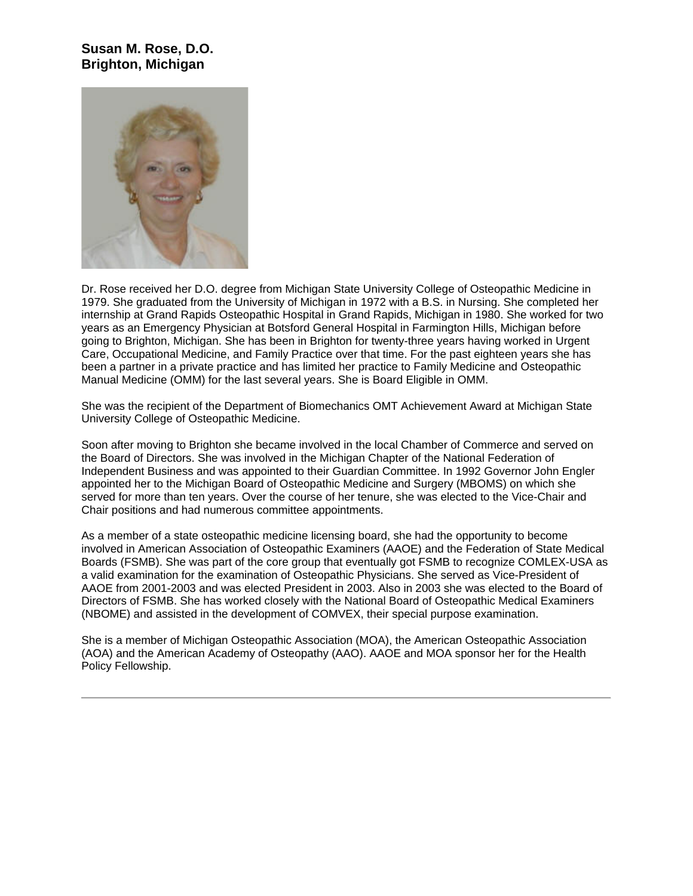**Susan M. Rose, D.O.**
**Brighton, Michigan**

Dr. Rose received her D.O. degree from Michigan State University College of Osteopathic Medicine in 1979. She graduated from the University of Michigan in 1972 with a B.S. in Nursing. She completed her internship at Grand Rapids Osteopathic Hospital in Grand Rapids, Michigan in 1980. She worked for two years as an Emergency Physician at Botsford General Hospital in Farmington Hills, Michigan before going to Brighton, Michigan. She has been in Brighton for twenty-three years having worked in Urgent Care, Occupational Medicine, and Family Practice over that time. For the past eighteen years she has been a partner in a private practice and has limited her practice to Family Medicine and Osteopathic Manual Medicine (OMM) for the last several years. She is Board Eligible in OMM.

She was the recipient of the Department of Biomechanics OMT Achievement Award at Michigan State University College of Osteopathic Medicine.

Soon after moving to Brighton she became involved in the local Chamber of Commerce and served on the Board of Directors. She was involved in the Michigan Chapter of the National Federation of Independent Business and was appointed to their Guardian Committee. In 1992 Governor John Engler appointed her to the Michigan Board of Osteopathic Medicine and Surgery (MBOMS) on which she served for more than ten years. Over the course of her tenure, she was elected to the Vice-Chair and Chair positions and had numerous committee appointments.

As a member of a state osteopathic medicine licensing board, she had the opportunity to become involved in American Association of Osteopathic Examiners (AAOE) and the Federation of State Medical Boards (FSMB). She was part of the core group that eventually got FSMB to recognize COMLEX-USA as a valid examination for the examination of Osteopathic Physicians. She served as Vice-President of AAOE from 2001-2003 and was elected President in 2003. Also in 2003 she was elected to the Board of Directors of FSMB. She has worked closely with the National Board of Osteopathic Medical Examiners (NBOME) and assisted in the development of COMVEX, their special purpose examination.

She is a member of Michigan Osteopathic Association (MOA), the American Osteopathic Association (AOA) and the American Academy of Osteopathy (AAO). AAOE and MOA sponsor her for the Health Policy Fellowship.

---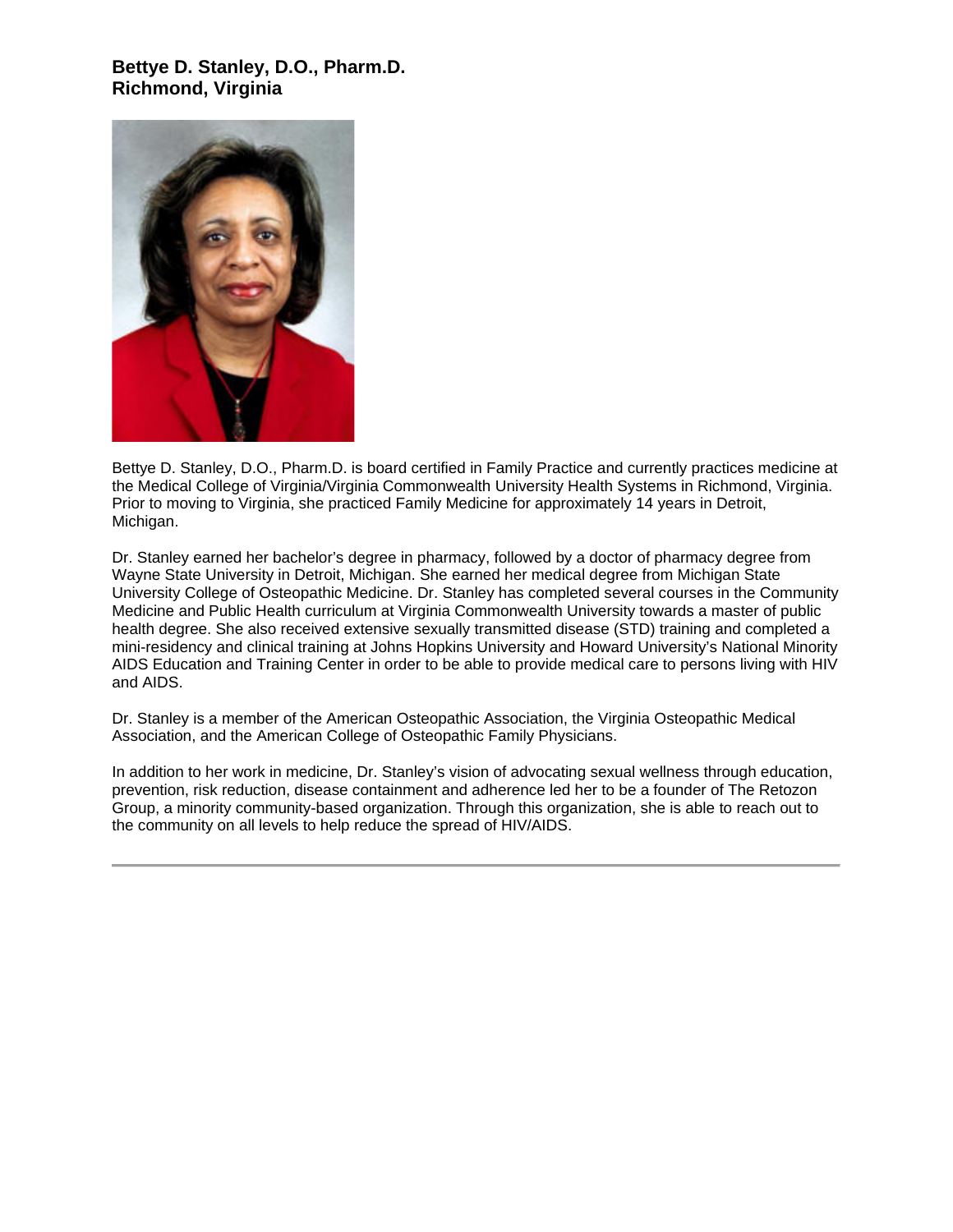**Bettye D. Stanley, D.O., Pharm.D.**
**Richmond, Virginia**

Bettye D. Stanley, D.O., Pharm.D. is board certified in Family Practice and currently practices medicine at the Medical College of Virginia/Virginia Commonwealth University Health Systems in Richmond, Virginia. Prior to moving to Virginia, she practiced Family Medicine for approximately 14 years in Detroit, Michigan.

Dr. Stanley earned her bachelor's degree in pharmacy, followed by a doctor of pharmacy degree from Wayne State University in Detroit, Michigan. She earned her medical degree from Michigan State University College of Osteopathic Medicine. Dr. Stanley has completed several courses in the Community Medicine and Public Health curriculum at Virginia Commonwealth University towards a master of public health degree. She also received extensive sexually transmitted disease (STD) training and completed a mini-residency and clinical training at Johns Hopkins University and Howard University's National Minority AIDS Education and Training Center in order to be able to provide medical care to persons living with HIV and AIDS.

Dr. Stanley is a member of the American Osteopathic Association, the Virginia Osteopathic Medical Association, and the American College of Osteopathic Family Physicians.

In addition to her work in medicine, Dr. Stanley's vision of advocating sexual wellness through education, prevention, risk reduction, disease containment and adherence led her to be a founder of The Retozon Group, a minority community-based organization. Through this organization, she is able to reach out to the community on all levels to help reduce the spread of HIV/AIDS.